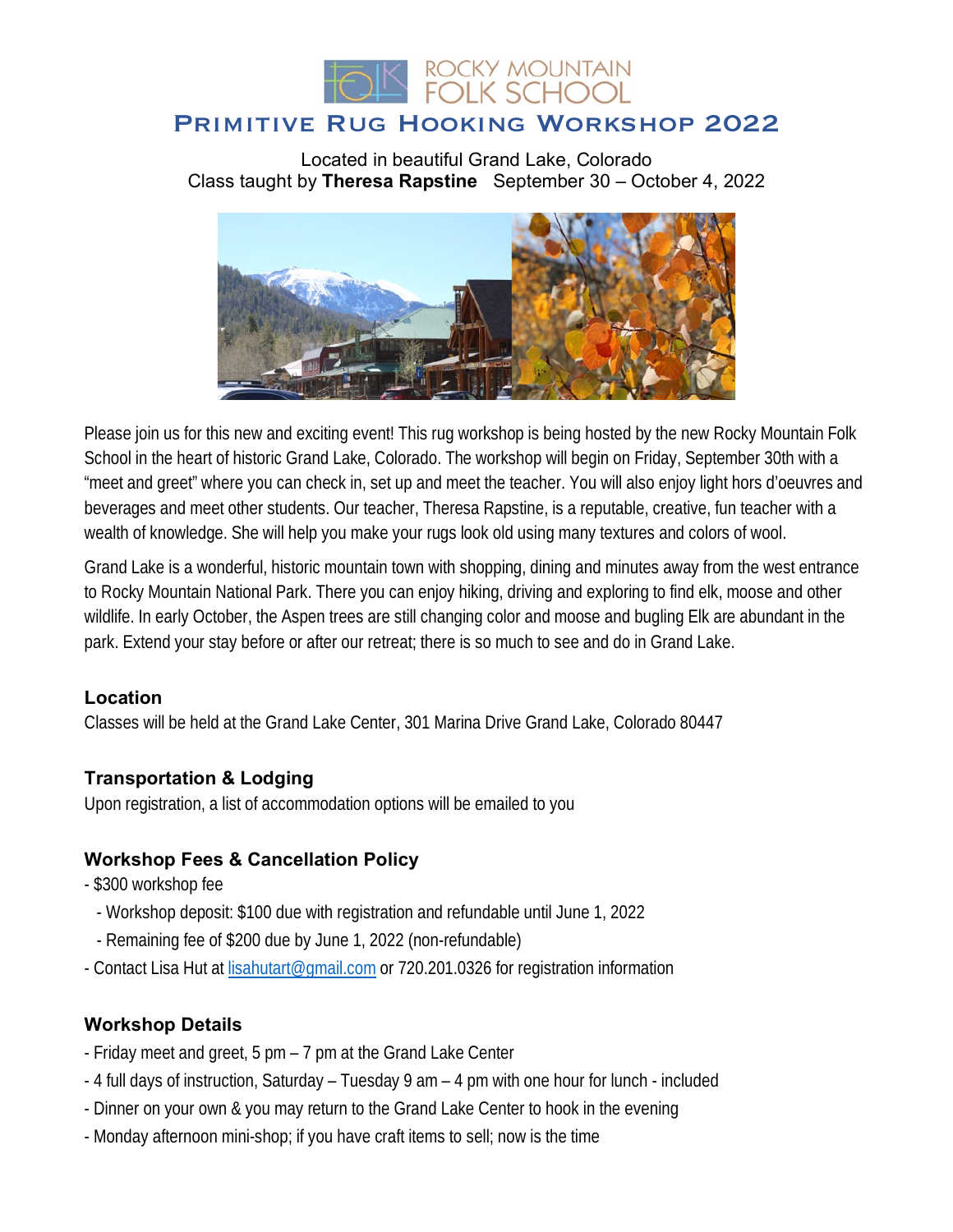ROCKY MOUNTAIN FOLK SCHOOL

# Primitive Rug Hooking Workshop 2022

Located in beautiful Grand Lake, Colorado
Class taught by **Theresa Rapstine** September 30 – October 4, 2022

Please join us for this new and exciting event! This rug workshop is being hosted by the new Rocky Mountain Folk School in the heart of historic Grand Lake, Colorado. The workshop will begin on Friday, September 30th with a "meet and greet" where you can check in, set up and meet the teacher. You will also enjoy light hors d'oeuvres and beverages and meet other students. Our teacher, Theresa Rapstine, is a reputable, creative, fun teacher with a wealth of knowledge. She will help you make your rugs look old using many textures and colors of wool.

Grand Lake is a wonderful, historic mountain town with shopping, dining and minutes away from the west entrance to Rocky Mountain National Park. There you can enjoy hiking, driving and exploring to find elk, moose and other wildlife. In early October, the Aspen trees are still changing color and moose and bugling Elk are abundant in the park. Extend your stay before or after our retreat; there is so much to see and do in Grand Lake.

### Location

Classes will be held at the Grand Lake Center, 301 Marina Drive Grand Lake, Colorado 80447

### Transportation & Lodging

Upon registration, a list of accommodation options will be emailed to you

### Workshop Fees & Cancellation Policy

- $300 workshop fee
  - Workshop deposit: $100 due with registration and refundable until June 1, 2022
  - Remaining fee of $200 due by June 1, 2022 (non-refundable)
- Contact Lisa Hut at lisahutart@gmail.com or 720.201.0326 for registration information

### Workshop Details

- Friday meet and greet, 5 pm – 7 pm at the Grand Lake Center
- 4 full days of instruction, Saturday – Tuesday 9 am – 4 pm with one hour for lunch - included
- Dinner on your own & you may return to the Grand Lake Center to hook in the evening
- Monday afternoon mini-shop; if you have craft items to sell; now is the time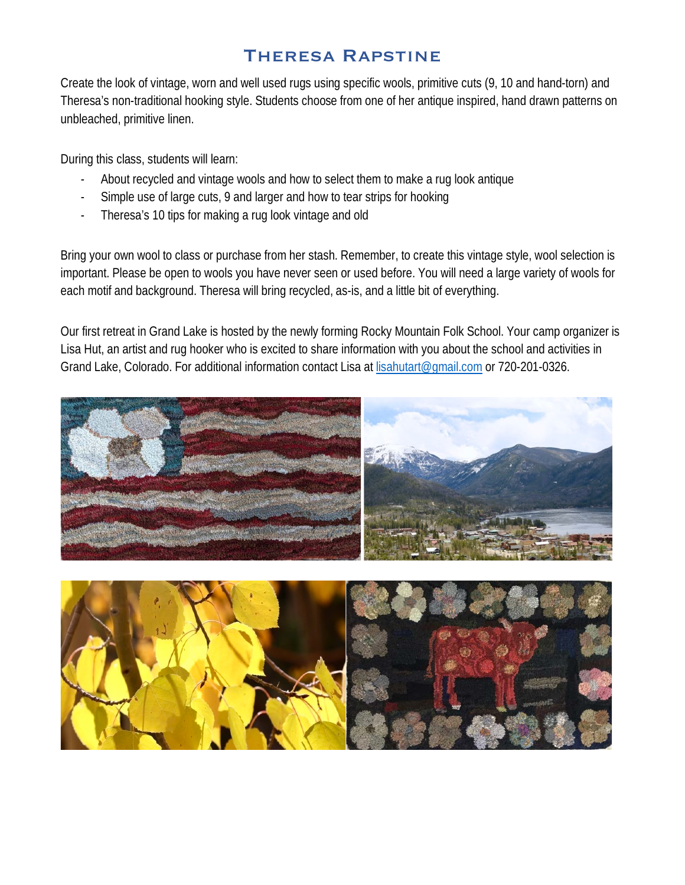# Theresa Rapstine

Create the look of vintage, worn and well used rugs using specific wools, primitive cuts (9, 10 and hand-torn) and Theresa's non-traditional hooking style. Students choose from one of her antique inspired, hand drawn patterns on unbleached, primitive linen.

During this class, students will learn:

- About recycled and vintage wools and how to select them to make a rug look antique
- Simple use of large cuts, 9 and larger and how to tear strips for hooking
- Theresa's 10 tips for making a rug look vintage and old

Bring your own wool to class or purchase from her stash. Remember, to create this vintage style, wool selection is important. Please be open to wools you have never seen or used before. You will need a large variety of wools for each motif and background. Theresa will bring recycled, as-is, and a little bit of everything.

Our first retreat in Grand Lake is hosted by the newly forming Rocky Mountain Folk School. Your camp organizer is Lisa Hut, an artist and rug hooker who is excited to share information with you about the school and activities in Grand Lake, Colorado. For additional information contact Lisa at lisahutart@gmail.com or 720-201-0326.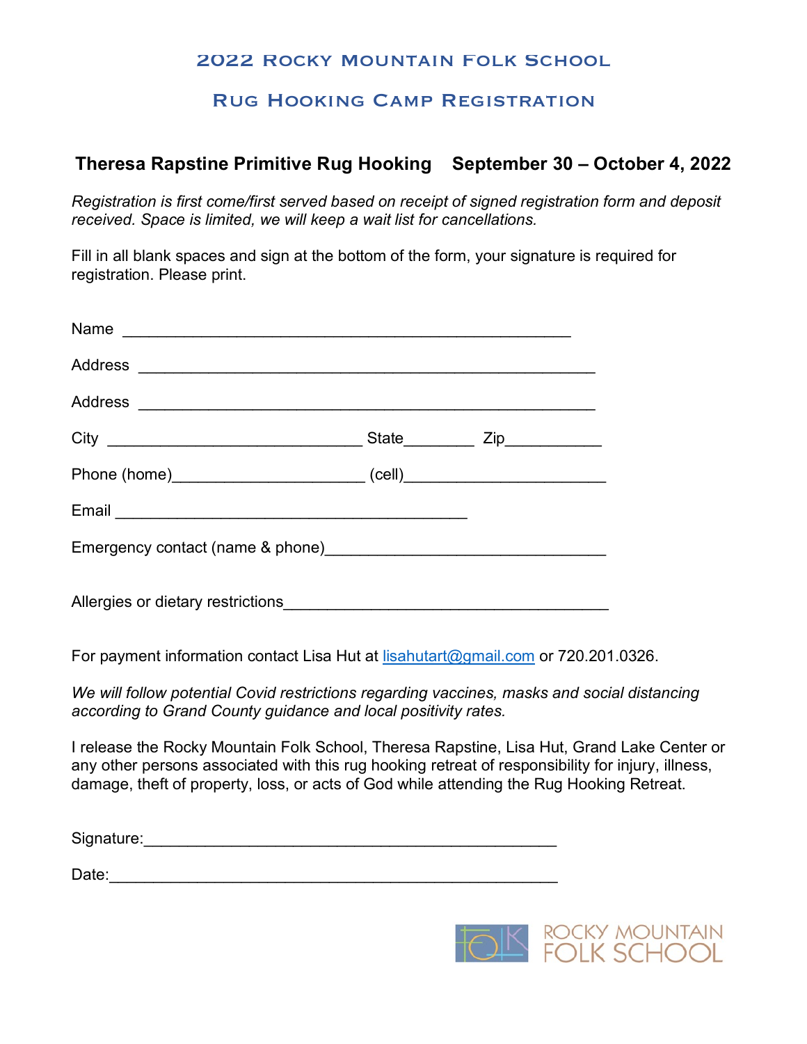# 2022 Rocky Mountain Folk School

## Rug Hooking Camp Registration

**Theresa Rapstine Primitive Rug Hooking September 30 – October 4, 2022**

*Registration is first come/first served based on receipt of signed registration form and deposit received. Space is limited, we will keep a wait list for cancellations.*

Fill in all blank spaces and sign at the bottom of the form, your signature is required for registration. Please print.

Name ___________________________________________________

Address ___________________________________________________

Address ___________________________________________________

City ____________________________ State________ Zip___________

Phone (home)_____________________ (cell)______________________

Email _______________________________________

Emergency contact (name & phone)_______________________________

Allergies or dietary restrictions____________________________________

For payment information contact Lisa Hut at lisahutart@gmail.com or 720.201.0326.

*We will follow potential Covid restrictions regarding vaccines, masks and social distancing according to Grand County guidance and local positivity rates.*

I release the Rocky Mountain Folk School, Theresa Rapstine, Lisa Hut, Grand Lake Center or any other persons associated with this rug hooking retreat of responsibility for injury, illness, damage, theft of property, loss, or acts of God while attending the Rug Hooking Retreat.

Signature:_______________________________________________

Date:__________________________________________________

ROCKY MOUNTAIN FOLK SCHOOL